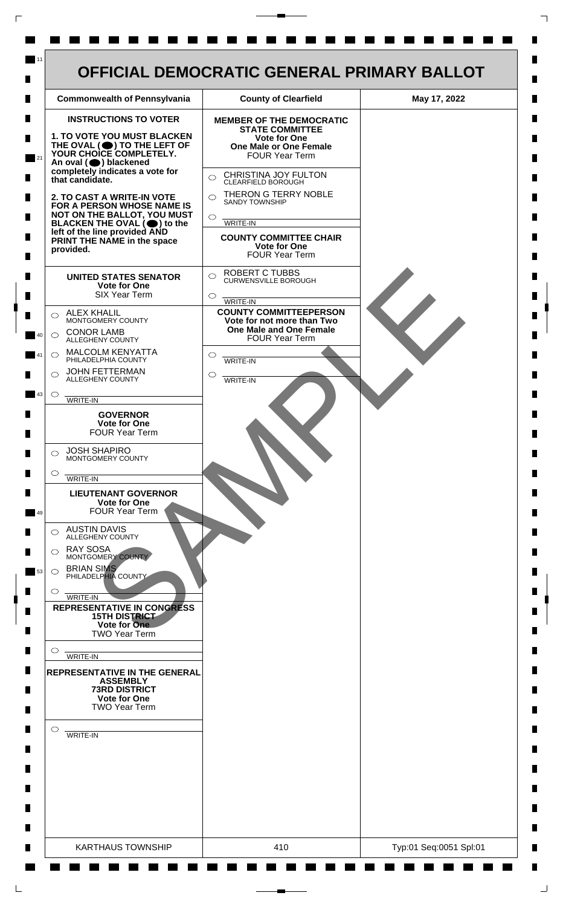# OFFICIAL DEMOCRATIC GENERAL PRIMARY BALLOT

| Commonwealth of Pennsylvania | County of Clearfield | May 17, 2022 |
|---|---|---|

**INSTRUCTIONS TO VOTER**

**1. TO VOTE YOU MUST BLACKEN THE OVAL (●) TO THE LEFT OF YOUR CHOICE COMPLETELY.** An oval (●) blackened completely indicates a vote for that candidate.

**2. TO CAST A WRITE-IN VOTE FOR A PERSON WHOSE NAME IS NOT ON THE BALLOT, YOU MUST BLACKEN THE OVAL (●) to the left of the line provided AND PRINT THE NAME in the space provided.**

**UNITED STATES SENATOR**
**Vote for One**
SIX Year Term

- ○ ALEX KHALIL — MONTGOMERY COUNTY
- ○ CONOR LAMB — ALLEGHENY COUNTY
- ○ MALCOLM KENYATTA — PHILADELPHIA COUNTY
- ○ JOHN FETTERMAN — ALLEGHENY COUNTY
- ○ ____________ WRITE-IN

**GOVERNOR**
**Vote for One**
FOUR Year Term

- ○ JOSH SHAPIRO — MONTGOMERY COUNTY
- ○ ____________ WRITE-IN

**LIEUTENANT GOVERNOR**
**Vote for One**
FOUR Year Term

- ○ AUSTIN DAVIS — ALLEGHENY COUNTY
- ○ RAY SOSA — MONTGOMERY COUNTY
- ○ BRIAN SIMS — PHILADELPHIA COUNTY
- ○ ____________ WRITE-IN

**REPRESENTATIVE IN CONGRESS**
**15TH DISTRICT**
**Vote for One**
TWO Year Term

- ○ ____________ WRITE-IN

**REPRESENTATIVE IN THE GENERAL ASSEMBLY**
**73RD DISTRICT**
**Vote for One**
TWO Year Term

- ○ ____________ WRITE-IN

**MEMBER OF THE DEMOCRATIC STATE COMMITTEE**
**Vote for One**
**One Male or One Female**
FOUR Year Term

- ○ CHRISTINA JOY FULTON — CLEARFIELD BOROUGH
- ○ THERON G TERRY NOBLE — SANDY TOWNSHIP
- ○ ____________ WRITE-IN

**COUNTY COMMITTEE CHAIR**
**Vote for One**
FOUR Year Term

- ○ ROBERT C TUBBS — CURWENSVILLE BOROUGH
- ○ ____________ WRITE-IN

**COUNTY COMMITTEEPERSON**
**Vote for not more than Two**
**One Male and One Female**
FOUR Year Term

- ○ ____________ WRITE-IN
- ○ ____________ WRITE-IN

SAMPLE

| KARTHAUS TOWNSHIP | 410 | Typ:01 Seq:0051 Spl:01 |
|---|---|---|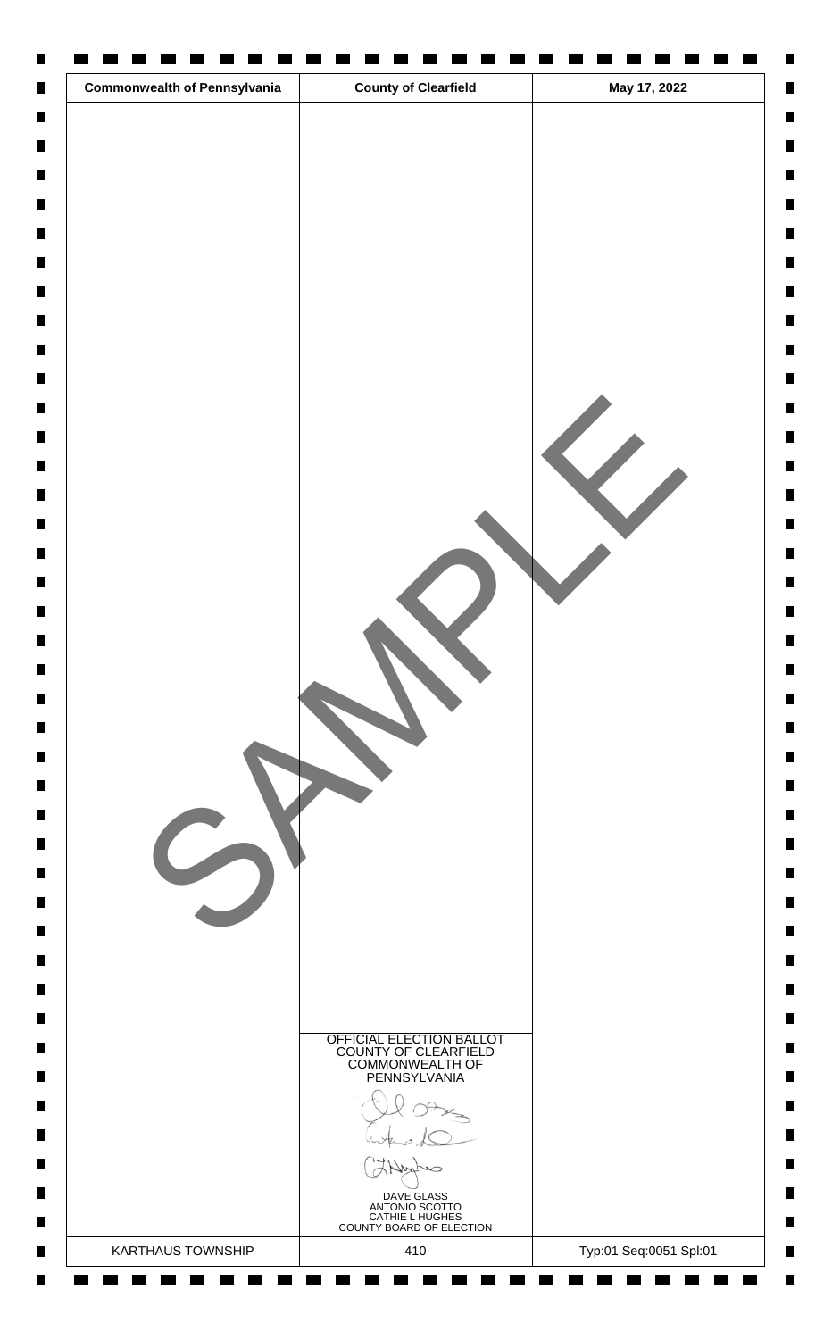| Commonwealth of Pennsylvania | County of Clearfield | May 17, 2022 |
| --- | --- | --- |
| | OFFICIAL ELECTION BALLOT<br>COUNTY OF CLEARFIELD<br>COMMONWEALTH OF PENNSYLVANIA<br><br>DAVE GLASS<br>ANTONIO SCOTTO<br>CATHIE L HUGHES<br>COUNTY BOARD OF ELECTION | |
| KARTHAUS TOWNSHIP | 410 | Typ:01 Seq:0051 Spl:01 |

SAMPLE